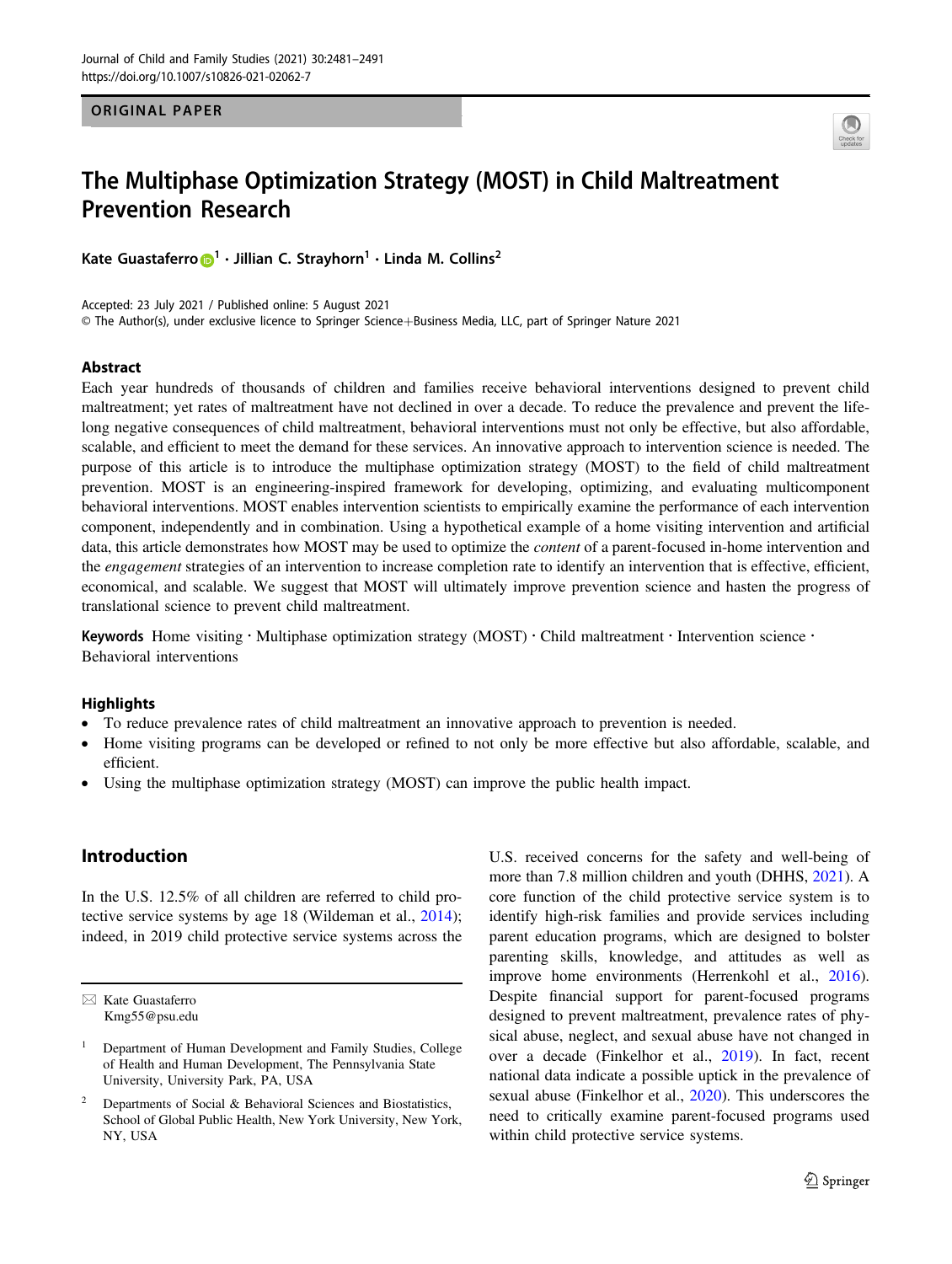ORIGINAL PAPER

# The Multiphase Optimization Strategy (MOST) in Child Maltreatment Prevention Research

Kate Guastaferro[1] · Jillian C. Strayhorn[1] · Linda M. Collins[2]

Accepted: 23 July 2021 / Published online: 5 August 2021
© The Author(s), under exclusive licence to Springer Science+Business Media, LLC, part of Springer Nature 2021

## Abstract

Each year hundreds of thousands of children and families receive behavioral interventions designed to prevent child maltreatment; yet rates of maltreatment have not declined in over a decade. To reduce the prevalence and prevent the life-long negative consequences of child maltreatment, behavioral interventions must not only be effective, but also affordable, scalable, and efficient to meet the demand for these services. An innovative approach to intervention science is needed. The purpose of this article is to introduce the multiphase optimization strategy (MOST) to the field of child maltreatment prevention. MOST is an engineering-inspired framework for developing, optimizing, and evaluating multicomponent behavioral interventions. MOST enables intervention scientists to empirically examine the performance of each intervention component, independently and in combination. Using a hypothetical example of a home visiting intervention and artificial data, this article demonstrates how MOST may be used to optimize the *content* of a parent-focused in-home intervention and the *engagement* strategies of an intervention to increase completion rate to identify an intervention that is effective, efficient, economical, and scalable. We suggest that MOST will ultimately improve prevention science and hasten the progress of translational science to prevent child maltreatment.

**Keywords** Home visiting · Multiphase optimization strategy (MOST) · Child maltreatment · Intervention science · Behavioral interventions

## Highlights

- To reduce prevalence rates of child maltreatment an innovative approach to prevention is needed.
- Home visiting programs can be developed or refined to not only be more effective but also affordable, scalable, and efficient.
- Using the multiphase optimization strategy (MOST) can improve the public health impact.

## Introduction

In the U.S. 12.5% of all children are referred to child protective service systems by age 18 (Wildeman et al., 2014); indeed, in 2019 child protective service systems across the U.S. received concerns for the safety and well-being of more than 7.8 million children and youth (DHHS, 2021). A core function of the child protective service system is to identify high-risk families and provide services including parent education programs, which are designed to bolster parenting skills, knowledge, and attitudes as well as improve home environments (Herrenkohl et al., 2016). Despite financial support for parent-focused programs designed to prevent maltreatment, prevalence rates of physical abuse, neglect, and sexual abuse have not changed in over a decade (Finkelhor et al., 2019). In fact, recent national data indicate a possible uptick in the prevalence of sexual abuse (Finkelhor et al., 2020). This underscores the need to critically examine parent-focused programs used within child protective service systems.

✉ Kate Guastaferro
Kmg55@psu.edu

[1] Department of Human Development and Family Studies, College of Health and Human Development, The Pennsylvania State University, University Park, PA, USA

[2] Departments of Social & Behavioral Sciences and Biostatistics, School of Global Public Health, New York University, New York, NY, USA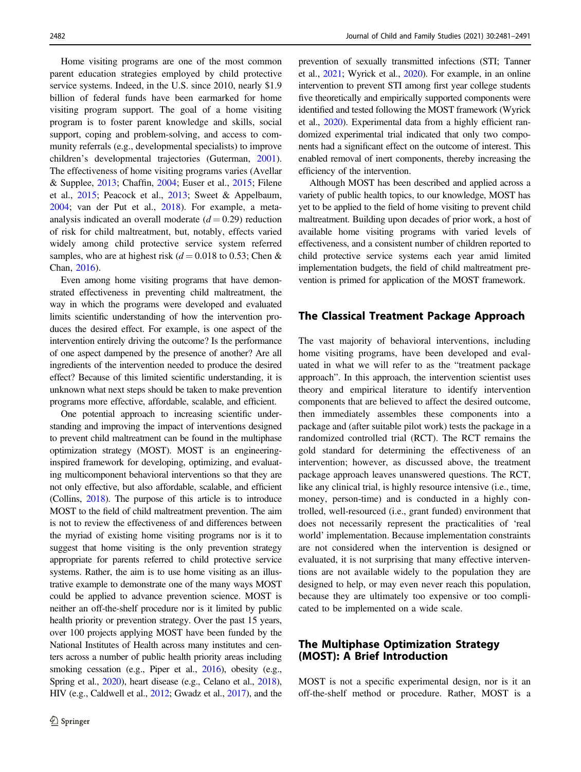Home visiting programs are one of the most common parent education strategies employed by child protective service systems. Indeed, in the U.S. since 2010, nearly $1.9 billion of federal funds have been earmarked for home visiting program support. The goal of a home visiting program is to foster parent knowledge and skills, social support, coping and problem-solving, and access to community referrals (e.g., developmental specialists) to improve children's developmental trajectories (Guterman, 2001). The effectiveness of home visiting programs varies (Avellar & Supplee, 2013; Chaffin, 2004; Euser et al., 2015; Filene et al., 2015; Peacock et al., 2013; Sweet & Appelbaum, 2004; van der Put et al., 2018). For example, a meta-analysis indicated an overall moderate ($d = 0.29$) reduction of risk for child maltreatment, but, notably, effects varied widely among child protective service system referred samples, who are at highest risk ($d = 0.018$ to $0.53$; Chen & Chan, 2016).

Even among home visiting programs that have demonstrated effectiveness in preventing child maltreatment, the way in which the programs were developed and evaluated limits scientific understanding of how the intervention produces the desired effect. For example, is one aspect of the intervention entirely driving the outcome? Is the performance of one aspect dampened by the presence of another? Are all ingredients of the intervention needed to produce the desired effect? Because of this limited scientific understanding, it is unknown what next steps should be taken to make prevention programs more effective, affordable, scalable, and efficient.

One potential approach to increasing scientific understanding and improving the impact of interventions designed to prevent child maltreatment can be found in the multiphase optimization strategy (MOST). MOST is an engineering-inspired framework for developing, optimizing, and evaluating multicomponent behavioral interventions so that they are not only effective, but also affordable, scalable, and efficient (Collins, 2018). The purpose of this article is to introduce MOST to the field of child maltreatment prevention. The aim is not to review the effectiveness of and differences between the myriad of existing home visiting programs nor is it to suggest that home visiting is the only prevention strategy appropriate for parents referred to child protective service systems. Rather, the aim is to use home visiting as an illustrative example to demonstrate one of the many ways MOST could be applied to advance prevention science. MOST is neither an off-the-shelf procedure nor is it limited by public health priority or prevention strategy. Over the past 15 years, over 100 projects applying MOST have been funded by the National Institutes of Health across many institutes and centers across a number of public health priority areas including smoking cessation (e.g., Piper et al., 2016), obesity (e.g., Spring et al., 2020), heart disease (e.g., Celano et al., 2018), HIV (e.g., Caldwell et al., 2012; Gwadz et al., 2017), and the prevention of sexually transmitted infections (STI; Tanner et al., 2021; Wyrick et al., 2020). For example, in an online intervention to prevent STI among first year college students five theoretically and empirically supported components were identified and tested following the MOST framework (Wyrick et al., 2020). Experimental data from a highly efficient randomized experimental trial indicated that only two components had a significant effect on the outcome of interest. This enabled removal of inert components, thereby increasing the efficiency of the intervention.

Although MOST has been described and applied across a variety of public health topics, to our knowledge, MOST has yet to be applied to the field of home visiting to prevent child maltreatment. Building upon decades of prior work, a host of available home visiting programs with varied levels of effectiveness, and a consistent number of children reported to child protective service systems each year amid limited implementation budgets, the field of child maltreatment prevention is primed for application of the MOST framework.

## The Classical Treatment Package Approach

The vast majority of behavioral interventions, including home visiting programs, have been developed and evaluated in what we will refer to as the "treatment package approach". In this approach, the intervention scientist uses theory and empirical literature to identify intervention components that are believed to affect the desired outcome, then immediately assembles these components into a package and (after suitable pilot work) tests the package in a randomized controlled trial (RCT). The RCT remains the gold standard for determining the effectiveness of an intervention; however, as discussed above, the treatment package approach leaves unanswered questions. The RCT, like any clinical trial, is highly resource intensive (i.e., time, money, person-time) and is conducted in a highly controlled, well-resourced (i.e., grant funded) environment that does not necessarily represent the practicalities of 'real world' implementation. Because implementation constraints are not considered when the intervention is designed or evaluated, it is not surprising that many effective interventions are not available widely to the population they are designed to help, or may even never reach this population, because they are ultimately too expensive or too complicated to be implemented on a wide scale.

## The Multiphase Optimization Strategy (MOST): A Brief Introduction

MOST is not a specific experimental design, nor is it an off-the-shelf method or procedure. Rather, MOST is a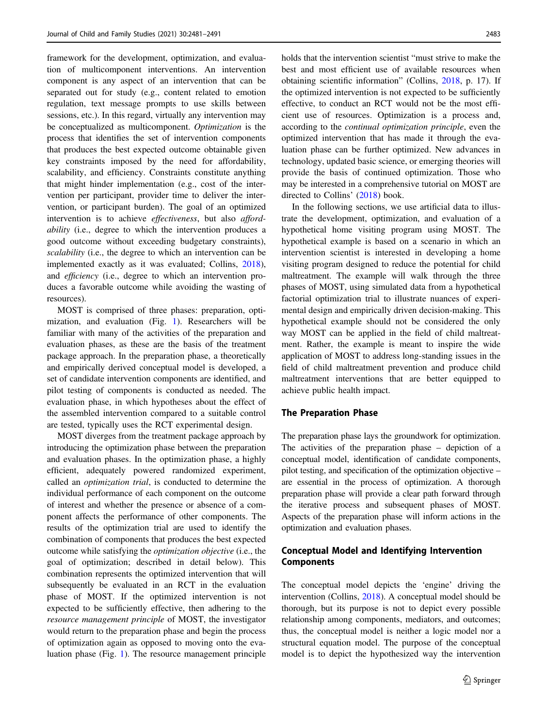framework for the development, optimization, and evaluation of multicomponent interventions. An intervention component is any aspect of an intervention that can be separated out for study (e.g., content related to emotion regulation, text message prompts to use skills between sessions, etc.). In this regard, virtually any intervention may be conceptualized as multicomponent. *Optimization* is the process that identifies the set of intervention components that produces the best expected outcome obtainable given key constraints imposed by the need for affordability, scalability, and efficiency. Constraints constitute anything that might hinder implementation (e.g., cost of the intervention per participant, provider time to deliver the intervention, or participant burden). The goal of an optimized intervention is to achieve *effectiveness*, but also *affordability* (i.e., degree to which the intervention produces a good outcome without exceeding budgetary constraints), *scalability* (i.e., the degree to which an intervention can be implemented exactly as it was evaluated; Collins, 2018), and *efficiency* (i.e., degree to which an intervention produces a favorable outcome while avoiding the wasting of resources).

MOST is comprised of three phases: preparation, optimization, and evaluation (Fig. 1). Researchers will be familiar with many of the activities of the preparation and evaluation phases, as these are the basis of the treatment package approach. In the preparation phase, a theoretically and empirically derived conceptual model is developed, a set of candidate intervention components are identified, and pilot testing of components is conducted as needed. The evaluation phase, in which hypotheses about the effect of the assembled intervention compared to a suitable control are tested, typically uses the RCT experimental design.

MOST diverges from the treatment package approach by introducing the optimization phase between the preparation and evaluation phases. In the optimization phase, a highly efficient, adequately powered randomized experiment, called an *optimization trial*, is conducted to determine the individual performance of each component on the outcome of interest and whether the presence or absence of a component affects the performance of other components. The results of the optimization trial are used to identify the combination of components that produces the best expected outcome while satisfying the *optimization objective* (i.e., the goal of optimization; described in detail below). This combination represents the optimized intervention that will subsequently be evaluated in an RCT in the evaluation phase of MOST. If the optimized intervention is not expected to be sufficiently effective, then adhering to the *resource management principle* of MOST, the investigator would return to the preparation phase and begin the process of optimization again as opposed to moving onto the evaluation phase (Fig. 1). The resource management principle holds that the intervention scientist "must strive to make the best and most efficient use of available resources when obtaining scientific information" (Collins, 2018, p. 17). If the optimized intervention is not expected to be sufficiently effective, to conduct an RCT would not be the most efficient use of resources. Optimization is a process and, according to the *continual optimization principle*, even the optimized intervention that has made it through the evaluation phase can be further optimized. New advances in technology, updated basic science, or emerging theories will provide the basis of continued optimization. Those who may be interested in a comprehensive tutorial on MOST are directed to Collins' (2018) book.

In the following sections, we use artificial data to illustrate the development, optimization, and evaluation of a hypothetical home visiting program using MOST. The hypothetical example is based on a scenario in which an intervention scientist is interested in developing a home visiting program designed to reduce the potential for child maltreatment. The example will walk through the three phases of MOST, using simulated data from a hypothetical factorial optimization trial to illustrate nuances of experimental design and empirically driven decision-making. This hypothetical example should not be considered the only way MOST can be applied in the field of child maltreatment. Rather, the example is meant to inspire the wide application of MOST to address long-standing issues in the field of child maltreatment prevention and produce child maltreatment interventions that are better equipped to achieve public health impact.

## The Preparation Phase

The preparation phase lays the groundwork for optimization. The activities of the preparation phase – depiction of a conceptual model, identification of candidate components, pilot testing, and specification of the optimization objective – are essential in the process of optimization. A thorough preparation phase will provide a clear path forward through the iterative process and subsequent phases of MOST. Aspects of the preparation phase will inform actions in the optimization and evaluation phases.

### Conceptual Model and Identifying Intervention Components

The conceptual model depicts the 'engine' driving the intervention (Collins, 2018). A conceptual model should be thorough, but its purpose is not to depict every possible relationship among components, mediators, and outcomes; thus, the conceptual model is neither a logic model nor a structural equation model. The purpose of the conceptual model is to depict the hypothesized way the intervention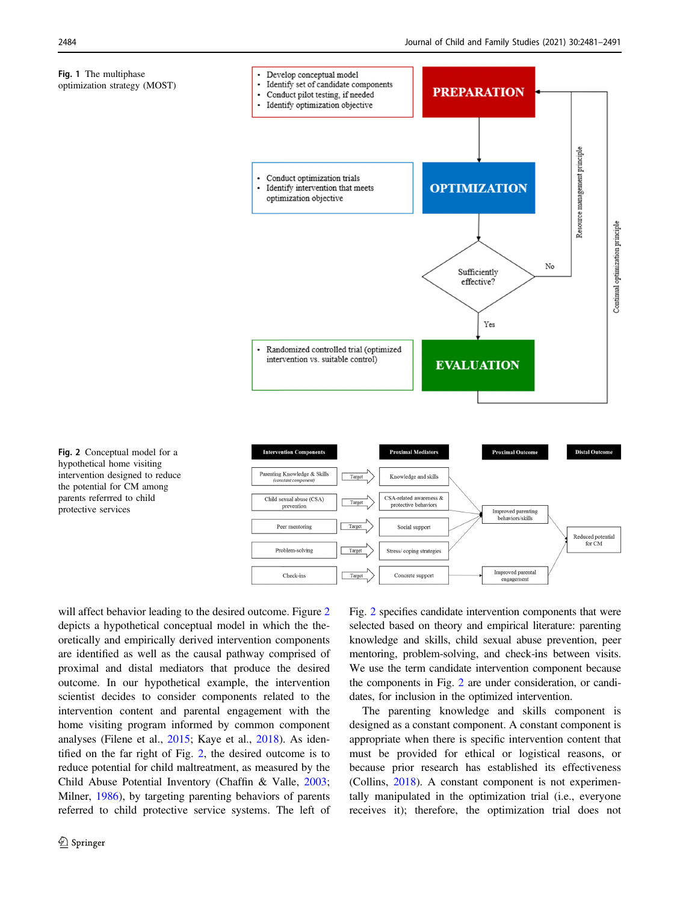**Fig. 1** The multiphase optimization strategy (MOST)

- Develop conceptual model
- Identify set of candidate components
- Conduct pilot testing, if needed
- Identify optimization objective

PREPARATION

- Conduct optimization trials
- Identify intervention that meets optimization objective

OPTIMIZATION

Sufficiently effective?

No — Resource management principle

Yes

- Randomized controlled trial (optimized intervention vs. suitable control)

EVALUATION

Continual optimization principle

**Fig. 2** Conceptual model for a hypothetical home visiting intervention designed to reduce the potential for CM among parents referrred to child protective services

| Intervention Components | | Proximal Mediators | Proximal Outcome | Distal Outcome |
|---|---|---|---|---|
| Parenting Knowledge & Skills (constant component) | Target | Knowledge and skills | Improved parenting behaviors/skills | Reduced potential for CM |
| Child sexual abuse (CSA) prevention | Target | CSA-related awareness & protective behaviors | | |
| Peer mentoring | Target | Social support | | |
| Problem-solving | Target | Stress/ coping strategies | | |
| Check-ins | Target | Concrete support | Improved parental engagement | |

will affect behavior leading to the desired outcome. Figure 2 depicts a hypothetical conceptual model in which the theoretically and empirically derived intervention components are identified as well as the causal pathway comprised of proximal and distal mediators that produce the desired outcome. In our hypothetical example, the intervention scientist decides to consider components related to the intervention content and parental engagement with the home visiting program informed by common component analyses (Filene et al., 2015; Kaye et al., 2018). As identified on the far right of Fig. 2, the desired outcome is to reduce potential for child maltreatment, as measured by the Child Abuse Potential Inventory (Chaffin & Valle, 2003; Milner, 1986), by targeting parenting behaviors of parents referred to child protective service systems. The left of Fig. 2 specifies candidate intervention components that were selected based on theory and empirical literature: parenting knowledge and skills, child sexual abuse prevention, peer mentoring, problem-solving, and check-ins between visits. We use the term candidate intervention component because the components in Fig. 2 are under consideration, or candidates, for inclusion in the optimized intervention.

The parenting knowledge and skills component is designed as a constant component. A constant component is appropriate when there is specific intervention content that must be provided for ethical or logistical reasons, or because prior research has established its effectiveness (Collins, 2018). A constant component is not experimentally manipulated in the optimization trial (i.e., everyone receives it); therefore, the optimization trial does not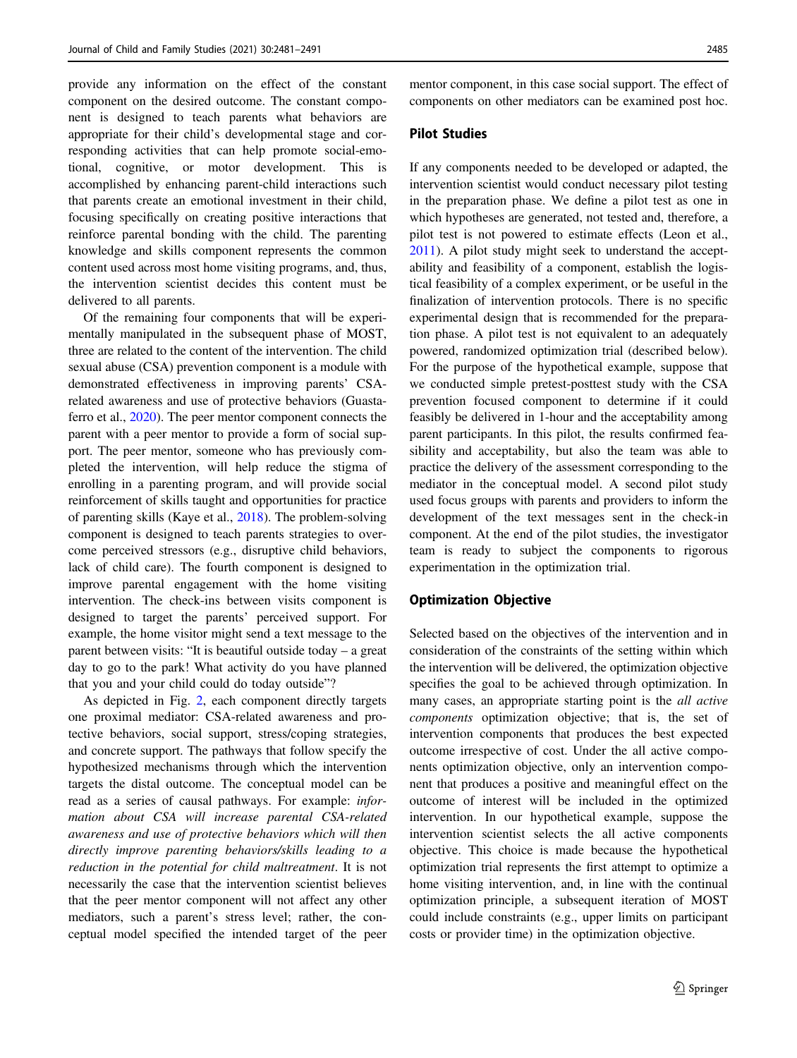provide any information on the effect of the constant component on the desired outcome. The constant component is designed to teach parents what behaviors are appropriate for their child's developmental stage and corresponding activities that can help promote social-emotional, cognitive, or motor development. This is accomplished by enhancing parent-child interactions such that parents create an emotional investment in their child, focusing specifically on creating positive interactions that reinforce parental bonding with the child. The parenting knowledge and skills component represents the common content used across most home visiting programs, and, thus, the intervention scientist decides this content must be delivered to all parents.

Of the remaining four components that will be experimentally manipulated in the subsequent phase of MOST, three are related to the content of the intervention. The child sexual abuse (CSA) prevention component is a module with demonstrated effectiveness in improving parents' CSA-related awareness and use of protective behaviors (Guastaferro et al., 2020). The peer mentor component connects the parent with a peer mentor to provide a form of social support. The peer mentor, someone who has previously completed the intervention, will help reduce the stigma of enrolling in a parenting program, and will provide social reinforcement of skills taught and opportunities for practice of parenting skills (Kaye et al., 2018). The problem-solving component is designed to teach parents strategies to overcome perceived stressors (e.g., disruptive child behaviors, lack of child care). The fourth component is designed to improve parental engagement with the home visiting intervention. The check-ins between visits component is designed to target the parents' perceived support. For example, the home visitor might send a text message to the parent between visits: "It is beautiful outside today – a great day to go to the park! What activity do you have planned that you and your child could do today outside"?

As depicted in Fig. 2, each component directly targets one proximal mediator: CSA-related awareness and protective behaviors, social support, stress/coping strategies, and concrete support. The pathways that follow specify the hypothesized mechanisms through which the intervention targets the distal outcome. The conceptual model can be read as a series of causal pathways. For example: *information about CSA will increase parental CSA-related awareness and use of protective behaviors which will then directly improve parenting behaviors/skills leading to a reduction in the potential for child maltreatment*. It is not necessarily the case that the intervention scientist believes that the peer mentor component will not affect any other mediators, such a parent's stress level; rather, the conceptual model specified the intended target of the peer mentor component, in this case social support. The effect of components on other mediators can be examined post hoc.

## Pilot Studies

If any components needed to be developed or adapted, the intervention scientist would conduct necessary pilot testing in the preparation phase. We define a pilot test as one in which hypotheses are generated, not tested and, therefore, a pilot test is not powered to estimate effects (Leon et al., 2011). A pilot study might seek to understand the acceptability and feasibility of a component, establish the logistical feasibility of a complex experiment, or be useful in the finalization of intervention protocols. There is no specific experimental design that is recommended for the preparation phase. A pilot test is not equivalent to an adequately powered, randomized optimization trial (described below). For the purpose of the hypothetical example, suppose that we conducted simple pretest-posttest study with the CSA prevention focused component to determine if it could feasibly be delivered in 1-hour and the acceptability among parent participants. In this pilot, the results confirmed feasibility and acceptability, but also the team was able to practice the delivery of the assessment corresponding to the mediator in the conceptual model. A second pilot study used focus groups with parents and providers to inform the development of the text messages sent in the check-in component. At the end of the pilot studies, the investigator team is ready to subject the components to rigorous experimentation in the optimization trial.

## Optimization Objective

Selected based on the objectives of the intervention and in consideration of the constraints of the setting within which the intervention will be delivered, the optimization objective specifies the goal to be achieved through optimization. In many cases, an appropriate starting point is the *all active components* optimization objective; that is, the set of intervention components that produces the best expected outcome irrespective of cost. Under the all active components optimization objective, only an intervention component that produces a positive and meaningful effect on the outcome of interest will be included in the optimized intervention. In our hypothetical example, suppose the intervention scientist selects the all active components objective. This choice is made because the hypothetical optimization trial represents the first attempt to optimize a home visiting intervention, and, in line with the continual optimization principle, a subsequent iteration of MOST could include constraints (e.g., upper limits on participant costs or provider time) in the optimization objective.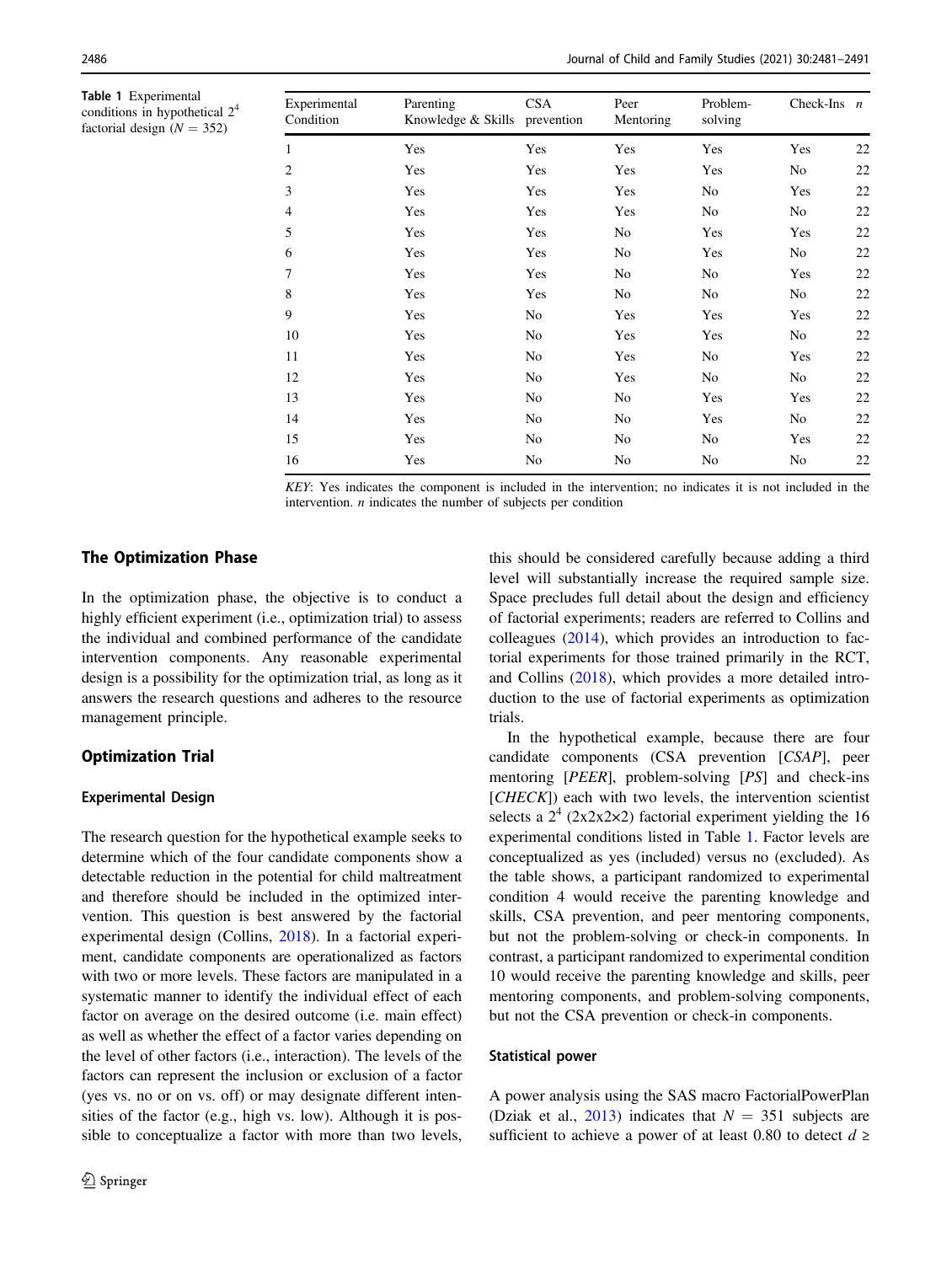**Table 1** Experimental conditions in hypothetical $2^4$ factorial design ($N = 352$)

| Experimental Condition | Parenting Knowledge & Skills | CSA prevention | Peer Mentoring | Problem-solving | Check-Ins | n |
|---|---|---|---|---|---|---|
| 1 | Yes | Yes | Yes | Yes | Yes | 22 |
| 2 | Yes | Yes | Yes | Yes | No | 22 |
| 3 | Yes | Yes | Yes | No | Yes | 22 |
| 4 | Yes | Yes | Yes | No | No | 22 |
| 5 | Yes | Yes | No | Yes | Yes | 22 |
| 6 | Yes | Yes | No | Yes | No | 22 |
| 7 | Yes | Yes | No | No | Yes | 22 |
| 8 | Yes | Yes | No | No | No | 22 |
| 9 | Yes | No | Yes | Yes | Yes | 22 |
| 10 | Yes | No | Yes | Yes | No | 22 |
| 11 | Yes | No | Yes | No | Yes | 22 |
| 12 | Yes | No | Yes | No | No | 22 |
| 13 | Yes | No | No | Yes | Yes | 22 |
| 14 | Yes | No | No | Yes | No | 22 |
| 15 | Yes | No | No | No | Yes | 22 |
| 16 | Yes | No | No | No | No | 22 |

*KEY*: Yes indicates the component is included in the intervention; no indicates it is not included in the intervention. *n* indicates the number of subjects per condition

## The Optimization Phase

In the optimization phase, the objective is to conduct a highly efficient experiment (i.e., optimization trial) to assess the individual and combined performance of the candidate intervention components. Any reasonable experimental design is a possibility for the optimization trial, as long as it answers the research questions and adheres to the resource management principle.

## Optimization Trial

### Experimental Design

The research question for the hypothetical example seeks to determine which of the four candidate components show a detectable reduction in the potential for child maltreatment and therefore should be included in the optimized intervention. This question is best answered by the factorial experimental design (Collins, 2018). In a factorial experiment, candidate components are operationalized as factors with two or more levels. These factors are manipulated in a systematic manner to identify the individual effect of each factor on average on the desired outcome (i.e. main effect) as well as whether the effect of a factor varies depending on the level of other factors (i.e., interaction). The levels of the factors can represent the inclusion or exclusion of a factor (yes vs. no or on vs. off) or may designate different intensities of the factor (e.g., high vs. low). Although it is possible to conceptualize a factor with more than two levels, this should be considered carefully because adding a third level will substantially increase the required sample size. Space precludes full detail about the design and efficiency of factorial experiments; readers are referred to Collins and colleagues (2014), which provides an introduction to factorial experiments for those trained primarily in the RCT, and Collins (2018), which provides a more detailed introduction to the use of factorial experiments as optimization trials.

In the hypothetical example, because there are four candidate components (CSA prevention [*CSAP*], peer mentoring [*PEER*], problem-solving [*PS*] and check-ins [*CHECK*]) each with two levels, the intervention scientist selects a $2^4$ (2x2x2×2) factorial experiment yielding the 16 experimental conditions listed in Table 1. Factor levels are conceptualized as yes (included) versus no (excluded). As the table shows, a participant randomized to experimental condition 4 would receive the parenting knowledge and skills, CSA prevention, and peer mentoring components, but not the problem-solving or check-in components. In contrast, a participant randomized to experimental condition 10 would receive the parenting knowledge and skills, peer mentoring components, and problem-solving components, but not the CSA prevention or check-in components.

### Statistical power

A power analysis using the SAS macro FactorialPowerPlan (Dziak et al., 2013) indicates that $N = 351$ subjects are sufficient to achieve a power of at least 0.80 to detect $d \geq$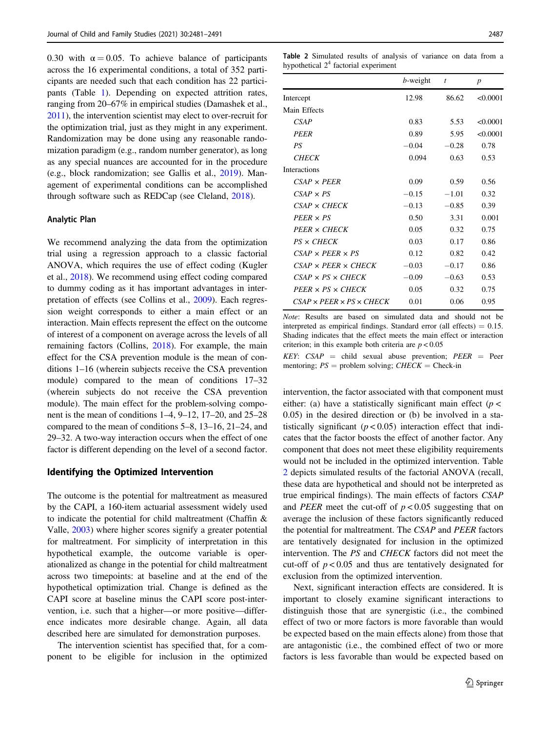0.30 with $\alpha = 0.05$. To achieve balance of participants across the 16 experimental conditions, a total of 352 participants are needed such that each condition has 22 participants (Table 1). Depending on expected attrition rates, ranging from 20–67% in empirical studies (Damashek et al., 2011), the intervention scientist may elect to over-recruit for the optimization trial, just as they might in any experiment. Randomization may be done using any reasonable randomization paradigm (e.g., random number generator), as long as any special nuances are accounted for in the procedure (e.g., block randomization; see Gallis et al., 2019). Management of experimental conditions can be accomplished through software such as REDCap (see Cleland, 2018).

### Analytic Plan

We recommend analyzing the data from the optimization trial using a regression approach to a classic factorial ANOVA, which requires the use of effect coding (Kugler et al., 2018). We recommend using effect coding compared to dummy coding as it has important advantages in interpretation of effects (see Collins et al., 2009). Each regression weight corresponds to either a main effect or an interaction. Main effects represent the effect on the outcome of interest of a component on average across the levels of all remaining factors (Collins, 2018). For example, the main effect for the CSA prevention module is the mean of conditions 1–16 (wherein subjects receive the CSA prevention module) compared to the mean of conditions 17–32 (wherein subjects do not receive the CSA prevention module). The main effect for the problem-solving component is the mean of conditions 1–4, 9–12, 17–20, and 25–28 compared to the mean of conditions 5–8, 13–16, 21–24, and 29–32. A two-way interaction occurs when the effect of one factor is different depending on the level of a second factor.

## Identifying the Optimized Intervention

The outcome is the potential for maltreatment as measured by the CAPI, a 160-item actuarial assessment widely used to indicate the potential for child maltreatment (Chaffin & Valle, 2003) where higher scores signify a greater potential for maltreatment. For simplicity of interpretation in this hypothetical example, the outcome variable is operationalized as change in the potential for child maltreatment across two timepoints: at baseline and at the end of the hypothetical optimization trial. Change is defined as the CAPI score at baseline minus the CAPI score post-intervention, i.e. such that a higher—or more positive—difference indicates more desirable change. Again, all data described here are simulated for demonstration purposes.

The intervention scientist has specified that, for a component to be eligible for inclusion in the optimized intervention, the factor associated with that component must either: (a) have a statistically significant main effect ($p < 0.05$) in the desired direction or (b) be involved in a statistically significant ($p < 0.05$) interaction effect that indicates that the factor boosts the effect of another factor. Any component that does not meet these eligibility requirements would not be included in the optimized intervention. Table 2 depicts simulated results of the factorial ANOVA (recall, these data are hypothetical and should not be interpreted as true empirical findings). The main effects of factors *CSAP* and *PEER* meet the cut-off of $p < 0.05$ suggesting that on average the inclusion of these factors significantly reduced the potential for maltreatment. The *CSAP* and *PEER* factors are tentatively designated for inclusion in the optimized intervention. The *PS* and *CHECK* factors did not meet the cut-off of $p < 0.05$ and thus are tentatively designated for exclusion from the optimized intervention.

Next, significant interaction effects are considered. It is important to closely examine significant interactions to distinguish those that are synergistic (i.e., the combined effect of two or more factors is more favorable than would be expected based on the main effects alone) from those that are antagonistic (i.e., the combined effect of two or more factors is less favorable than would be expected based on

**Table 2** Simulated results of analysis of variance on data from a hypothetical $2^4$ factorial experiment

| | *b*-weight | *t* | *p* |
|---|---|---|---|
| Intercept | 12.98 | 86.62 | <0.0001 |
| Main Effects | | | |
| *CSAP* | 0.83 | 5.53 | <0.0001 |
| *PEER* | 0.89 | 5.95 | <0.0001 |
| *PS* | −0.04 | −0.28 | 0.78 |
| *CHECK* | 0.094 | 0.63 | 0.53 |
| Interactions | | | |
| *CSAP* × *PEER* | 0.09 | 0.59 | 0.56 |
| *CSAP* × *PS* | −0.15 | −1.01 | 0.32 |
| *CSAP* × *CHECK* | −0.13 | −0.85 | 0.39 |
| *PEER* × *PS* | 0.50 | 3.31 | 0.001 |
| *PEER* × *CHECK* | 0.05 | 0.32 | 0.75 |
| *PS* × *CHECK* | 0.03 | 0.17 | 0.86 |
| *CSAP* × *PEER* × *PS* | 0.12 | 0.82 | 0.42 |
| *CSAP* × *PEER* × *CHECK* | −0.03 | −0.17 | 0.86 |
| *CSAP* × *PS* × *CHECK* | −0.09 | −0.63 | 0.53 |
| *PEER* × *PS* × *CHECK* | 0.05 | 0.32 | 0.75 |
| *CSAP* × *PEER* × *PS* × *CHECK* | 0.01 | 0.06 | 0.95 |

*Note*: Results are based on simulated data and should not be interpreted as empirical findings. Standard error (all effects) = 0.15. Shading indicates that the effect meets the main effect or interaction criterion; in this example both criteria are $p < 0.05$

*KEY*: *CSAP* = child sexual abuse prevention; *PEER* = Peer mentoring; *PS* = problem solving; *CHECK* = Check-in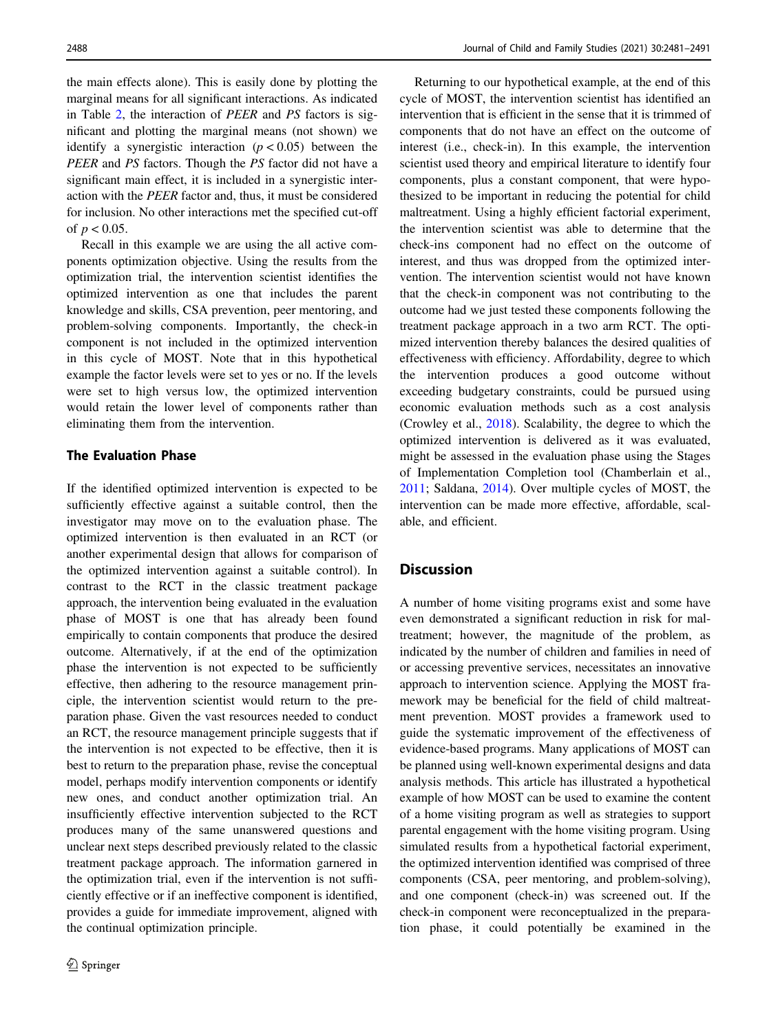the main effects alone). This is easily done by plotting the marginal means for all significant interactions. As indicated in Table 2, the interaction of *PEER* and *PS* factors is significant and plotting the marginal means (not shown) we identify a synergistic interaction ($p < 0.05$) between the *PEER* and *PS* factors. Though the *PS* factor did not have a significant main effect, it is included in a synergistic interaction with the *PEER* factor and, thus, it must be considered for inclusion. No other interactions met the specified cut-off of $p < 0.05$.

Recall in this example we are using the all active components optimization objective. Using the results from the optimization trial, the intervention scientist identifies the optimized intervention as one that includes the parent knowledge and skills, CSA prevention, peer mentoring, and problem-solving components. Importantly, the check-in component is not included in the optimized intervention in this cycle of MOST. Note that in this hypothetical example the factor levels were set to yes or no. If the levels were set to high versus low, the optimized intervention would retain the lower level of components rather than eliminating them from the intervention.

### The Evaluation Phase

If the identified optimized intervention is expected to be sufficiently effective against a suitable control, then the investigator may move on to the evaluation phase. The optimized intervention is then evaluated in an RCT (or another experimental design that allows for comparison of the optimized intervention against a suitable control). In contrast to the RCT in the classic treatment package approach, the intervention being evaluated in the evaluation phase of MOST is one that has already been found empirically to contain components that produce the desired outcome. Alternatively, if at the end of the optimization phase the intervention is not expected to be sufficiently effective, then adhering to the resource management principle, the intervention scientist would return to the preparation phase. Given the vast resources needed to conduct an RCT, the resource management principle suggests that if the intervention is not expected to be effective, then it is best to return to the preparation phase, revise the conceptual model, perhaps modify intervention components or identify new ones, and conduct another optimization trial. An insufficiently effective intervention subjected to the RCT produces many of the same unanswered questions and unclear next steps described previously related to the classic treatment package approach. The information garnered in the optimization trial, even if the intervention is not sufficiently effective or if an ineffective component is identified, provides a guide for immediate improvement, aligned with the continual optimization principle.

Returning to our hypothetical example, at the end of this cycle of MOST, the intervention scientist has identified an intervention that is efficient in the sense that it is trimmed of components that do not have an effect on the outcome of interest (i.e., check-in). In this example, the intervention scientist used theory and empirical literature to identify four components, plus a constant component, that were hypothesized to be important in reducing the potential for child maltreatment. Using a highly efficient factorial experiment, the intervention scientist was able to determine that the check-ins component had no effect on the outcome of interest, and thus was dropped from the optimized intervention. The intervention scientist would not have known that the check-in component was not contributing to the outcome had we just tested these components following the treatment package approach in a two arm RCT. The optimized intervention thereby balances the desired qualities of effectiveness with efficiency. Affordability, degree to which the intervention produces a good outcome without exceeding budgetary constraints, could be pursued using economic evaluation methods such as a cost analysis (Crowley et al., 2018). Scalability, the degree to which the optimized intervention is delivered as it was evaluated, might be assessed in the evaluation phase using the Stages of Implementation Completion tool (Chamberlain et al., 2011; Saldana, 2014). Over multiple cycles of MOST, the intervention can be made more effective, affordable, scalable, and efficient.

## Discussion

A number of home visiting programs exist and some have even demonstrated a significant reduction in risk for maltreatment; however, the magnitude of the problem, as indicated by the number of children and families in need of or accessing preventive services, necessitates an innovative approach to intervention science. Applying the MOST framework may be beneficial for the field of child maltreatment prevention. MOST provides a framework used to guide the systematic improvement of the effectiveness of evidence-based programs. Many applications of MOST can be planned using well-known experimental designs and data analysis methods. This article has illustrated a hypothetical example of how MOST can be used to examine the content of a home visiting program as well as strategies to support parental engagement with the home visiting program. Using simulated results from a hypothetical factorial experiment, the optimized intervention identified was comprised of three components (CSA, peer mentoring, and problem-solving), and one component (check-in) was screened out. If the check-in component were reconceptualized in the preparation phase, it could potentially be examined in the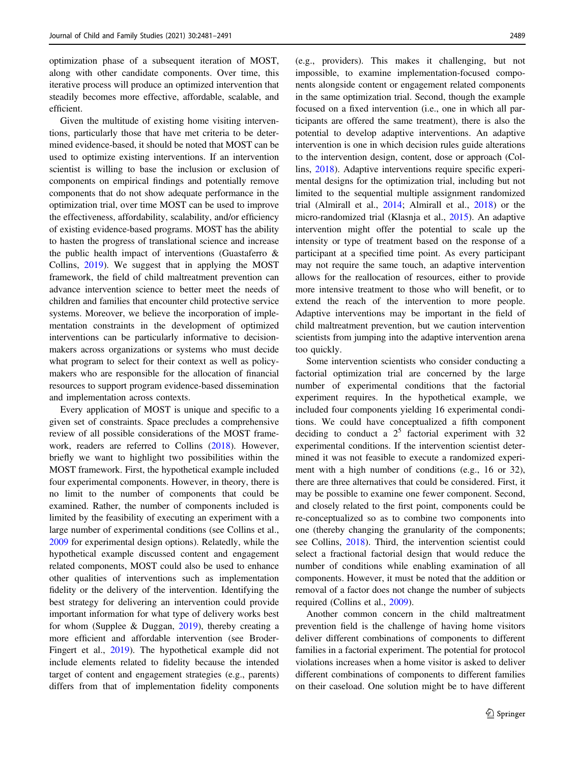optimization phase of a subsequent iteration of MOST, along with other candidate components. Over time, this iterative process will produce an optimized intervention that steadily becomes more effective, affordable, scalable, and efficient.

Given the multitude of existing home visiting interventions, particularly those that have met criteria to be determined evidence-based, it should be noted that MOST can be used to optimize existing interventions. If an intervention scientist is willing to base the inclusion or exclusion of components on empirical findings and potentially remove components that do not show adequate performance in the optimization trial, over time MOST can be used to improve the effectiveness, affordability, scalability, and/or efficiency of existing evidence-based programs. MOST has the ability to hasten the progress of translational science and increase the public health impact of interventions (Guastaferro & Collins, 2019). We suggest that in applying the MOST framework, the field of child maltreatment prevention can advance intervention science to better meet the needs of children and families that encounter child protective service systems. Moreover, we believe the incorporation of implementation constraints in the development of optimized interventions can be particularly informative to decision-makers across organizations or systems who must decide what program to select for their context as well as policy-makers who are responsible for the allocation of financial resources to support program evidence-based dissemination and implementation across contexts.

Every application of MOST is unique and specific to a given set of constraints. Space precludes a comprehensive review of all possible considerations of the MOST framework, readers are referred to Collins (2018). However, briefly we want to highlight two possibilities within the MOST framework. First, the hypothetical example included four experimental components. However, in theory, there is no limit to the number of components that could be examined. Rather, the number of components included is limited by the feasibility of executing an experiment with a large number of experimental conditions (see Collins et al., 2009 for experimental design options). Relatedly, while the hypothetical example discussed content and engagement related components, MOST could also be used to enhance other qualities of interventions such as implementation fidelity or the delivery of the intervention. Identifying the best strategy for delivering an intervention could provide important information for what type of delivery works best for whom (Supplee & Duggan, 2019), thereby creating a more efficient and affordable intervention (see Broder-Fingert et al., 2019). The hypothetical example did not include elements related to fidelity because the intended target of content and engagement strategies (e.g., parents) differs from that of implementation fidelity components (e.g., providers). This makes it challenging, but not impossible, to examine implementation-focused components alongside content or engagement related components in the same optimization trial. Second, though the example focused on a fixed intervention (i.e., one in which all participants are offered the same treatment), there is also the potential to develop adaptive interventions. An adaptive intervention is one in which decision rules guide alterations to the intervention design, content, dose or approach (Collins, 2018). Adaptive interventions require specific experimental designs for the optimization trial, including but not limited to the sequential multiple assignment randomized trial (Almirall et al., 2014; Almirall et al., 2018) or the micro-randomized trial (Klasnja et al., 2015). An adaptive intervention might offer the potential to scale up the intensity or type of treatment based on the response of a participant at a specified time point. As every participant may not require the same touch, an adaptive intervention allows for the reallocation of resources, either to provide more intensive treatment to those who will benefit, or to extend the reach of the intervention to more people. Adaptive interventions may be important in the field of child maltreatment prevention, but we caution intervention scientists from jumping into the adaptive intervention arena too quickly.

Some intervention scientists who consider conducting a factorial optimization trial are concerned by the large number of experimental conditions that the factorial experiment requires. In the hypothetical example, we included four components yielding 16 experimental conditions. We could have conceptualized a fifth component deciding to conduct a $2^5$ factorial experiment with 32 experimental conditions. If the intervention scientist determined it was not feasible to execute a randomized experiment with a high number of conditions (e.g., 16 or 32), there are three alternatives that could be considered. First, it may be possible to examine one fewer component. Second, and closely related to the first point, components could be re-conceptualized so as to combine two components into one (thereby changing the granularity of the components; see Collins, 2018). Third, the intervention scientist could select a fractional factorial design that would reduce the number of conditions while enabling examination of all components. However, it must be noted that the addition or removal of a factor does not change the number of subjects required (Collins et al., 2009).

Another common concern in the child maltreatment prevention field is the challenge of having home visitors deliver different combinations of components to different families in a factorial experiment. The potential for protocol violations increases when a home visitor is asked to deliver different combinations of components to different families on their caseload. One solution might be to have different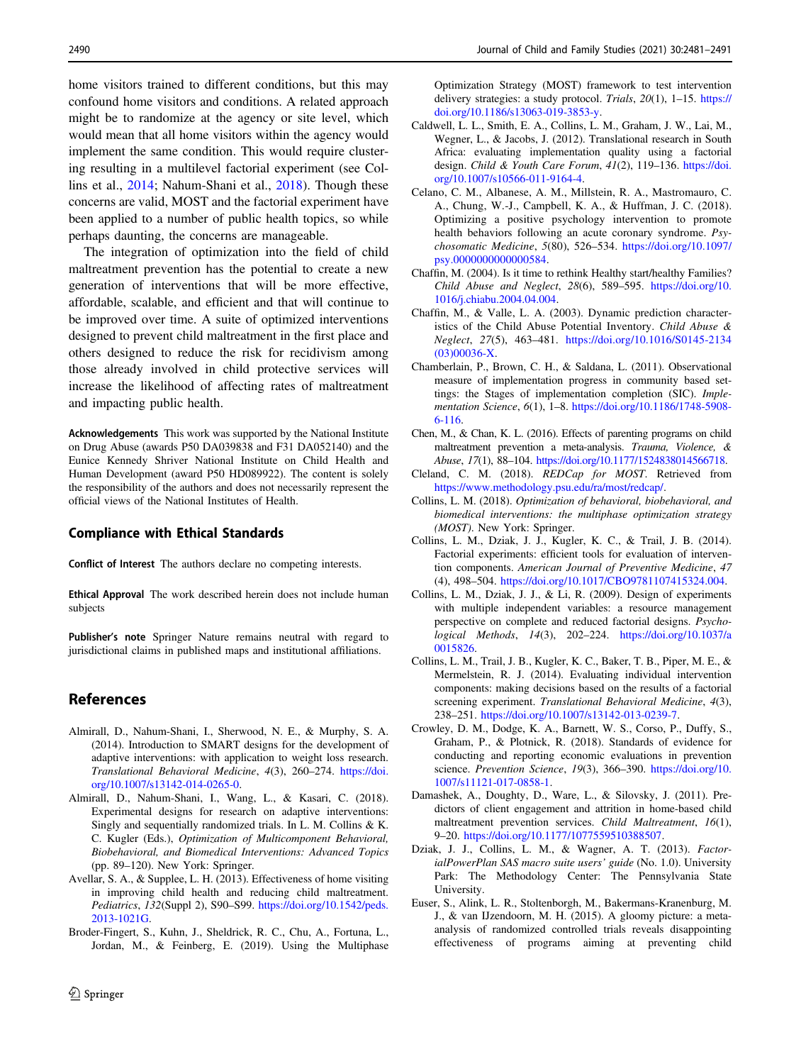home visitors trained to different conditions, but this may confound home visitors and conditions. A related approach might be to randomize at the agency or site level, which would mean that all home visitors within the agency would implement the same condition. This would require clustering resulting in a multilevel factorial experiment (see Collins et al., 2014; Nahum-Shani et al., 2018). Though these concerns are valid, MOST and the factorial experiment have been applied to a number of public health topics, so while perhaps daunting, the concerns are manageable.

The integration of optimization into the field of child maltreatment prevention has the potential to create a new generation of interventions that will be more effective, affordable, scalable, and efficient and that will continue to be improved over time. A suite of optimized interventions designed to prevent child maltreatment in the first place and others designed to reduce the risk for recidivism among those already involved in child protective services will increase the likelihood of affecting rates of maltreatment and impacting public health.

**Acknowledgements** This work was supported by the National Institute on Drug Abuse (awards P50 DA039838 and F31 DA052140) and the Eunice Kennedy Shriver National Institute on Child Health and Human Development (award P50 HD089922). The content is solely the responsibility of the authors and does not necessarily represent the official views of the National Institutes of Health.

## Compliance with Ethical Standards

**Conflict of Interest** The authors declare no competing interests.

**Ethical Approval** The work described herein does not include human subjects

**Publisher's note** Springer Nature remains neutral with regard to jurisdictional claims in published maps and institutional affiliations.

## References

Almirall, D., Nahum-Shani, I., Sherwood, N. E., & Murphy, S. A. (2014). Introduction to SMART designs for the development of adaptive interventions: with application to weight loss research. *Translational Behavioral Medicine*, *4*(3), 260–274. https://doi.org/10.1007/s13142-014-0265-0.

Almirall, D., Nahum-Shani, I., Wang, L., & Kasari, C. (2018). Experimental designs for research on adaptive interventions: Singly and sequentially randomized trials. In L. M. Collins & K. C. Kugler (Eds.), *Optimization of Multicomponent Behavioral, Biobehavioral, and Biomedical Interventions: Advanced Topics* (pp. 89–120). New York: Springer.

Avellar, S. A., & Supplee, L. H. (2013). Effectiveness of home visiting in improving child health and reducing child maltreatment. *Pediatrics*, *132*(Suppl 2), S90–S99. https://doi.org/10.1542/peds.2013-1021G.

Broder-Fingert, S., Kuhn, J., Sheldrick, R. C., Chu, A., Fortuna, L., Jordan, M., & Feinberg, E. (2019). Using the Multiphase Optimization Strategy (MOST) framework to test intervention delivery strategies: a study protocol. *Trials*, *20*(1), 1–15. https://doi.org/10.1186/s13063-019-3853-y.

Caldwell, L. L., Smith, E. A., Collins, L. M., Graham, J. W., Lai, M., Wegner, L., & Jacobs, J. (2012). Translational research in South Africa: evaluating implementation quality using a factorial design. *Child & Youth Care Forum*, *41*(2), 119–136. https://doi.org/10.1007/s10566-011-9164-4.

Celano, C. M., Albanese, A. M., Millstein, R. A., Mastromauro, C. A., Chung, W.-J., Campbell, K. A., & Huffman, J. C. (2018). Optimizing a positive psychology intervention to promote health behaviors following an acute coronary syndrome. *Psychosomatic Medicine*, *5*(80), 526–534. https://doi.org/10.1097/psy.0000000000000584.

Chaffin, M. (2004). Is it time to rethink Healthy start/healthy Families? *Child Abuse and Neglect*, *28*(6), 589–595. https://doi.org/10.1016/j.chiabu.2004.04.004.

Chaffin, M., & Valle, L. A. (2003). Dynamic prediction characteristics of the Child Abuse Potential Inventory. *Child Abuse & Neglect*, *27*(5), 463–481. https://doi.org/10.1016/S0145-2134(03)00036-X.

Chamberlain, P., Brown, C. H., & Saldana, L. (2011). Observational measure of implementation progress in community based settings: the Stages of implementation completion (SIC). *Implementation Science*, *6*(1), 1–8. https://doi.org/10.1186/1748-5908-6-116.

Chen, M., & Chan, K. L. (2016). Effects of parenting programs on child maltreatment prevention a meta-analysis. *Trauma, Violence, & Abuse*, *17*(1), 88–104. https://doi.org/10.1177/1524838014566718.

Cleland, C. M. (2018). *REDCap for MOST*. Retrieved from https://www.methodology.psu.edu/ra/most/redcap/.

Collins, L. M. (2018). *Optimization of behavioral, biobehavioral, and biomedical interventions: the multiphase optimization strategy (MOST)*. New York: Springer.

Collins, L. M., Dziak, J. J., Kugler, K. C., & Trail, J. B. (2014). Factorial experiments: efficient tools for evaluation of intervention components. *American Journal of Preventive Medicine*, *47*(4), 498–504. https://doi.org/10.1017/CBO9781107415324.004.

Collins, L. M., Dziak, J. J., & Li, R. (2009). Design of experiments with multiple independent variables: a resource management perspective on complete and reduced factorial designs. *Psychological Methods*, *14*(3), 202–224. https://doi.org/10.1037/a0015826.

Collins, L. M., Trail, J. B., Kugler, K. C., Baker, T. B., Piper, M. E., & Mermelstein, R. J. (2014). Evaluating individual intervention components: making decisions based on the results of a factorial screening experiment. *Translational Behavioral Medicine*, *4*(3), 238–251. https://doi.org/10.1007/s13142-013-0239-7.

Crowley, D. M., Dodge, K. A., Barnett, W. S., Corso, P., Duffy, S., Graham, P., & Plotnick, R. (2018). Standards of evidence for conducting and reporting economic evaluations in prevention science. *Prevention Science*, *19*(3), 366–390. https://doi.org/10.1007/s11121-017-0858-1.

Damashek, A., Doughty, D., Ware, L., & Silovsky, J. (2011). Predictors of client engagement and attrition in home-based child maltreatment prevention services. *Child Maltreatment*, *16*(1), 9–20. https://doi.org/10.1177/1077559510388507.

Dziak, J. J., Collins, L. M., & Wagner, A. T. (2013). *FactorialPowerPlan SAS macro suite users' guide* (No. 1.0). University Park: The Methodology Center: The Pennsylvania State University.

Euser, S., Alink, L. R., Stoltenborgh, M., Bakermans-Kranenburg, M. J., & van IJzendoorn, M. H. (2015). A gloomy picture: a meta-analysis of randomized controlled trials reveals disappointing effectiveness of programs aiming at preventing child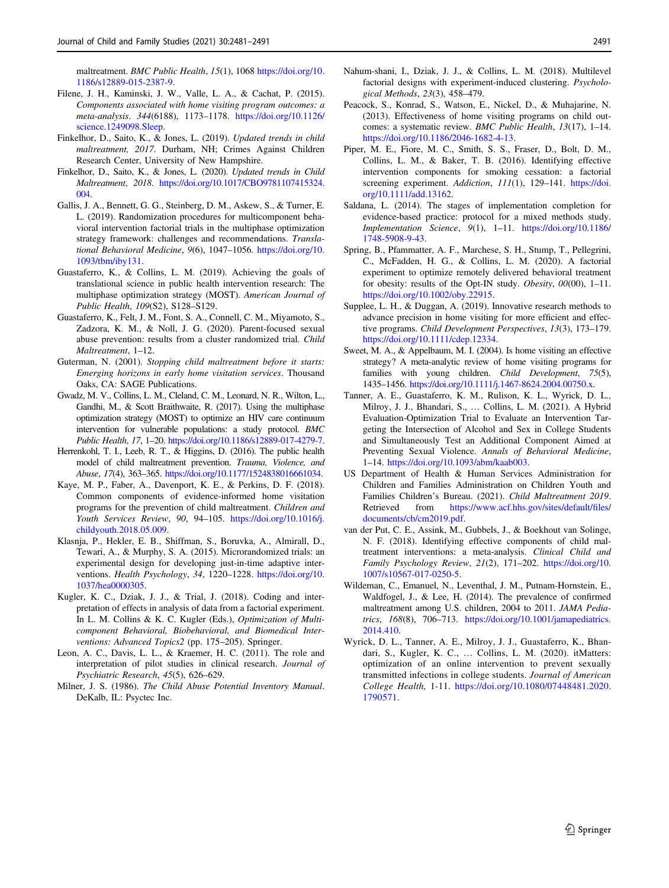maltreatment. *BMC Public Health*, *15*(1), 1068 https://doi.org/10.1186/s12889-015-2387-9.

Filene, J. H., Kaminski, J. W., Valle, L. A., & Cachat, P. (2015). *Components associated with home visiting program outcomes: a meta-analysis*. *344*(6188), 1173–1178. https://doi.org/10.1126/science.1249098.Sleep.

Finkelhor, D., Saito, K., & Jones, L. (2019). *Updated trends in child maltreatment, 2017*. Durham, NH; Crimes Against Children Research Center, University of New Hampshire.

Finkelhor, D., Saito, K., & Jones, L. (2020). *Updated trends in Child Maltreatment, 2018*. https://doi.org/10.1017/CBO9781107415324.004.

Gallis, J. A., Bennett, G. G., Steinberg, D. M., Askew, S., & Turner, E. L. (2019). Randomization procedures for multicomponent behavioral intervention factorial trials in the multiphase optimization strategy framework: challenges and recommendations. *Translational Behavioral Medicine*, *9*(6), 1047–1056. https://doi.org/10.1093/tbm/iby131.

Guastaferro, K., & Collins, L. M. (2019). Achieving the goals of translational science in public health intervention research: The multiphase optimization strategy (MOST). *American Journal of Public Health*, *109*(S2), S128–S129.

Guastaferro, K., Felt, J. M., Font, S. A., Connell, C. M., Miyamoto, S., Zadzora, K. M., & Noll, J. G. (2020). Parent-focused sexual abuse prevention: results from a cluster randomized trial. *Child Maltreatment*, 1–12.

Guterman, N. (2001). *Stopping child maltreatment before it starts: Emerging horizons in early home visitation services*. Thousand Oaks, CA: SAGE Publications.

Gwadz, M. V., Collins, L. M., Cleland, C. M., Leonard, N. R., Wilton, L., Gandhi, M., & Scott Braithwaite, R. (2017). Using the multiphase optimization strategy (MOST) to optimize an HIV care continuum intervention for vulnerable populations: a study protocol. *BMC Public Health*, *17*, 1–20. https://doi.org/10.1186/s12889-017-4279-7.

Herrenkohl, T. I., Leeb, R. T., & Higgins, D. (2016). The public health model of child maltreatment prevention. *Trauma, Violence, and Abuse*, *17*(4), 363–365. https://doi.org/10.1177/1524838016661034.

Kaye, M. P., Faber, A., Davenport, K. E., & Perkins, D. F. (2018). Common components of evidence-informed home visitation programs for the prevention of child maltreatment. *Children and Youth Services Review*, *90*, 94–105. https://doi.org/10.1016/j.childyouth.2018.05.009.

Klasnja, P., Hekler, E. B., Shiffman, S., Boruvka, A., Almirall, D., Tewari, A., & Murphy, S. A. (2015). Microrandomized trials: an experimental design for developing just-in-time adaptive interventions. *Health Psychology*, *34*, 1220–1228. https://doi.org/10.1037/hea0000305.

Kugler, K. C., Dziak, J. J., & Trial, J. (2018). Coding and interpretation of effects in analysis of data from a factorial experiment. In L. M. Collins & K. C. Kugler (Eds.), *Optimization of Multicomponent Behavioral, Biobehavioral, and Biomedical Interventions: Advanced Topics2* (pp. 175–205). Springer.

Leon, A. C., Davis, L. L., & Kraemer, H. C. (2011). The role and interpretation of pilot studies in clinical research. *Journal of Psychiatric Research*, *45*(5), 626–629.

Milner, J. S. (1986). *The Child Abuse Potential Inventory Manual*. DeKalb, IL: Psyctec Inc.

Nahum-shani, I., Dziak, J. J., & Collins, L. M. (2018). Multilevel factorial designs with experiment-induced clustering. *Psychological Methods*, *23*(3), 458–479.

Peacock, S., Konrad, S., Watson, E., Nickel, D., & Muhajarine, N. (2013). Effectiveness of home visiting programs on child outcomes: a systematic review. *BMC Public Health*, *13*(17), 1–14. https://doi.org/10.1186/2046-1682-4-13.

Piper, M. E., Fiore, M. C., Smith, S. S., Fraser, D., Bolt, D. M., Collins, L. M., & Baker, T. B. (2016). Identifying effective intervention components for smoking cessation: a factorial screening experiment. *Addiction*, *111*(1), 129–141. https://doi.org/10.1111/add.13162.

Saldana, L. (2014). The stages of implementation completion for evidence-based practice: protocol for a mixed methods study. *Implementation Science*, *9*(1), 1–11. https://doi.org/10.1186/1748-5908-9-43.

Spring, B., Pfammatter, A. F., Marchese, S. H., Stump, T., Pellegrini, C., McFadden, H. G., & Collins, L. M. (2020). A factorial experiment to optimize remotely delivered behavioral treatment for obesity: results of the Opt-IN study. *Obesity*, *00*(00), 1–11. https://doi.org/10.1002/oby.22915.

Supplee, L. H., & Duggan, A. (2019). Innovative research methods to advance precision in home visiting for more efficient and effective programs. *Child Development Perspectives*, *13*(3), 173–179. https://doi.org/10.1111/cdep.12334.

Sweet, M. A., & Appelbaum, M. I. (2004). Is home visiting an effective strategy? A meta-analytic review of home visiting programs for families with young children. *Child Development*, *75*(5), 1435–1456. https://doi.org/10.1111/j.1467-8624.2004.00750.x.

Tanner, A. E., Guastaferro, K. M., Rulison, K. L., Wyrick, D. L., Milroy, J. J., Bhandari, S., … Collins, L. M. (2021). A Hybrid Evaluation-Optimization Trial to Evaluate an Intervention Targeting the Intersection of Alcohol and Sex in College Students and Simultaneously Test an Additional Component Aimed at Preventing Sexual Violence. *Annals of Behavioral Medicine*, 1–14. https://doi.org/10.1093/abm/kaab003.

US Department of Health & Human Services Administration for Children and Families Administration on Children Youth and Families Children's Bureau. (2021). *Child Maltreatment 2019*. Retrieved from https://www.acf.hhs.gov/sites/default/files/documents/cb/cm2019.pdf.

van der Put, C. E., Assink, M., Gubbels, J., & Boekhout van Solinge, N. F. (2018). Identifying effective components of child maltreatment interventions: a meta-analysis. *Clinical Child and Family Psychology Review*, *21*(2), 171–202. https://doi.org/10.1007/s10567-017-0250-5.

Wildeman, C., Emanuel, N., Leventhal, J. M., Putnam-Hornstein, E., Waldfogel, J., & Lee, H. (2014). The prevalence of confirmed maltreatment among U.S. children, 2004 to 2011. *JAMA Pediatrics*, *168*(8), 706–713. https://doi.org/10.1001/jamapediatrics.2014.410.

Wyrick, D. L., Tanner, A. E., Milroy, J. J., Guastaferro, K., Bhandari, S., Kugler, K. C., … Collins, L. M. (2020). itMatters: optimization of an online intervention to prevent sexually transmitted infections in college students. *Journal of American College Health*, 1-11. https://doi.org/10.1080/07448481.2020.1790571.